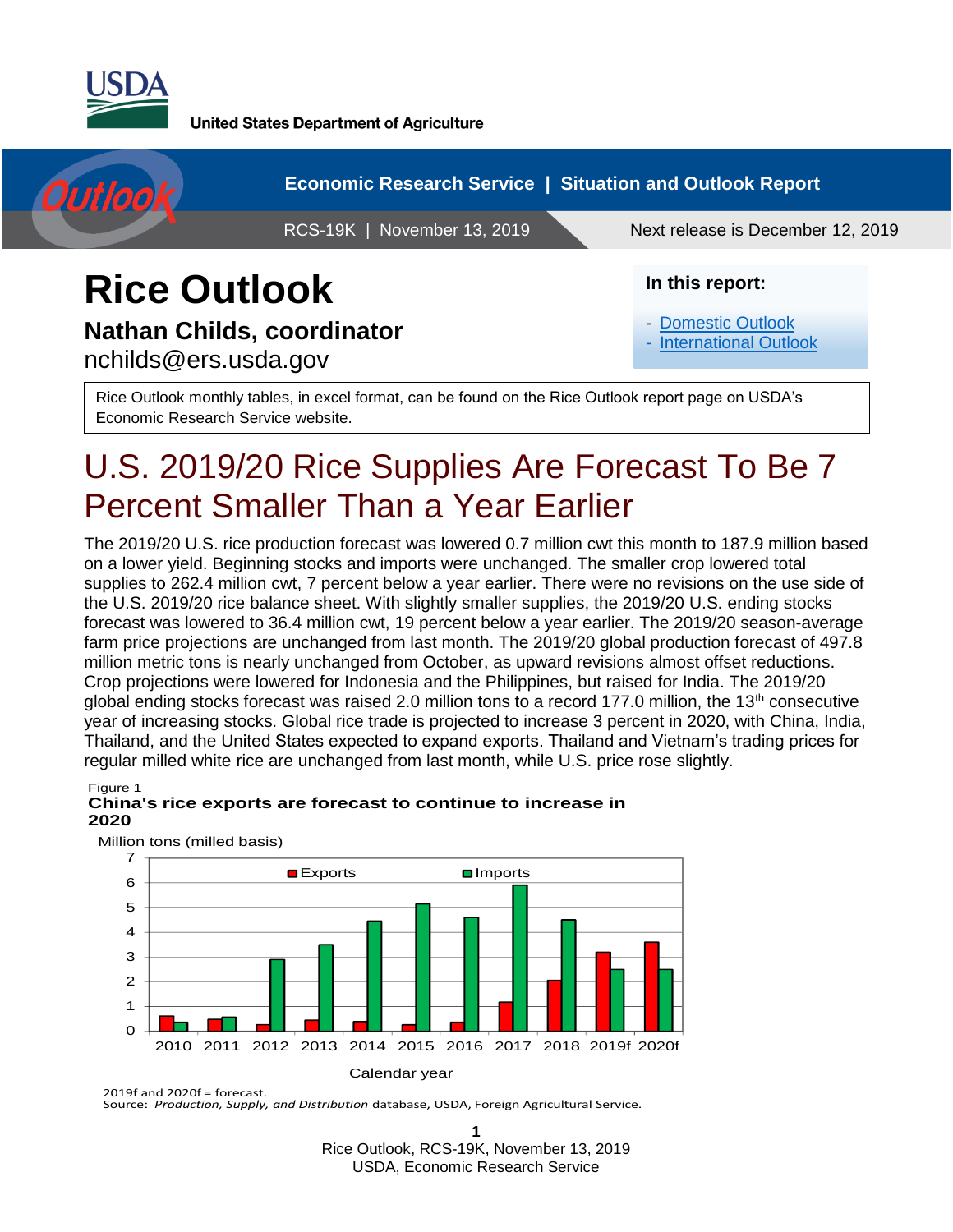United States Department of Agriculture

Economic Research Service | Situation and Outlook Report

RCS-19K | November 13, 2019

Next release is December 12, 2019

# Rice Outlook

**Nathan Childs, coordinator**

nchilds@ers.usda.gov

**In this report:**

- Domestic Outlook
- International Outlook

Rice Outlook monthly tables, in excel format, can be found on the Rice Outlook report page on USDA's Economic Research Service website.

## U.S. 2019/20 Rice Supplies Are Forecast To Be 7 Percent Smaller Than a Year Earlier

The 2019/20 U.S. rice production forecast was lowered 0.7 million cwt this month to 187.9 million based on a lower yield. Beginning stocks and imports were unchanged. The smaller crop lowered total supplies to 262.4 million cwt, 7 percent below a year earlier. There were no revisions on the use side of the U.S. 2019/20 rice balance sheet. With slightly smaller supplies, the 2019/20 U.S. ending stocks forecast was lowered to 36.4 million cwt, 19 percent below a year earlier. The 2019/20 season-average farm price projections are unchanged from last month. The 2019/20 global production forecast of 497.8 million metric tons is nearly unchanged from October, as upward revisions almost offset reductions. Crop projections were lowered for Indonesia and the Philippines, but raised for India. The 2019/20 global ending stocks forecast was raised 2.0 million tons to a record 177.0 million, the 13th consecutive year of increasing stocks. Global rice trade is projected to increase 3 percent in 2020, with China, India, Thailand, and the United States expected to expand exports. Thailand and Vietnam's trading prices for regular milled white rice are unchanged from last month, while U.S. price rose slightly.

Figure 1
**China's rice exports are forecast to continue to increase in 2020**

Million tons (milled basis)

| Calendar year | Exports | Imports |
|---|---|---|
| 2010 | 0.6 | 0.4 |
| 2011 | 0.5 | 0.6 |
| 2012 | 0.3 | 2.9 |
| 2013 | 0.5 | 3.5 |
| 2014 | 0.4 | 4.5 |
| 2015 | 0.3 | 5.1 |
| 2016 | 0.4 | 4.6 |
| 2017 | 1.2 | 5.9 |
| 2018 | 2.1 | 4.5 |
| 2019f | 3.2 | 2.5 |
| 2020f | 3.6 | 2.5 |

2019f and 2020f = forecast.
Source: *Production, Supply, and Distribution* database, USDA, Foreign Agricultural Service.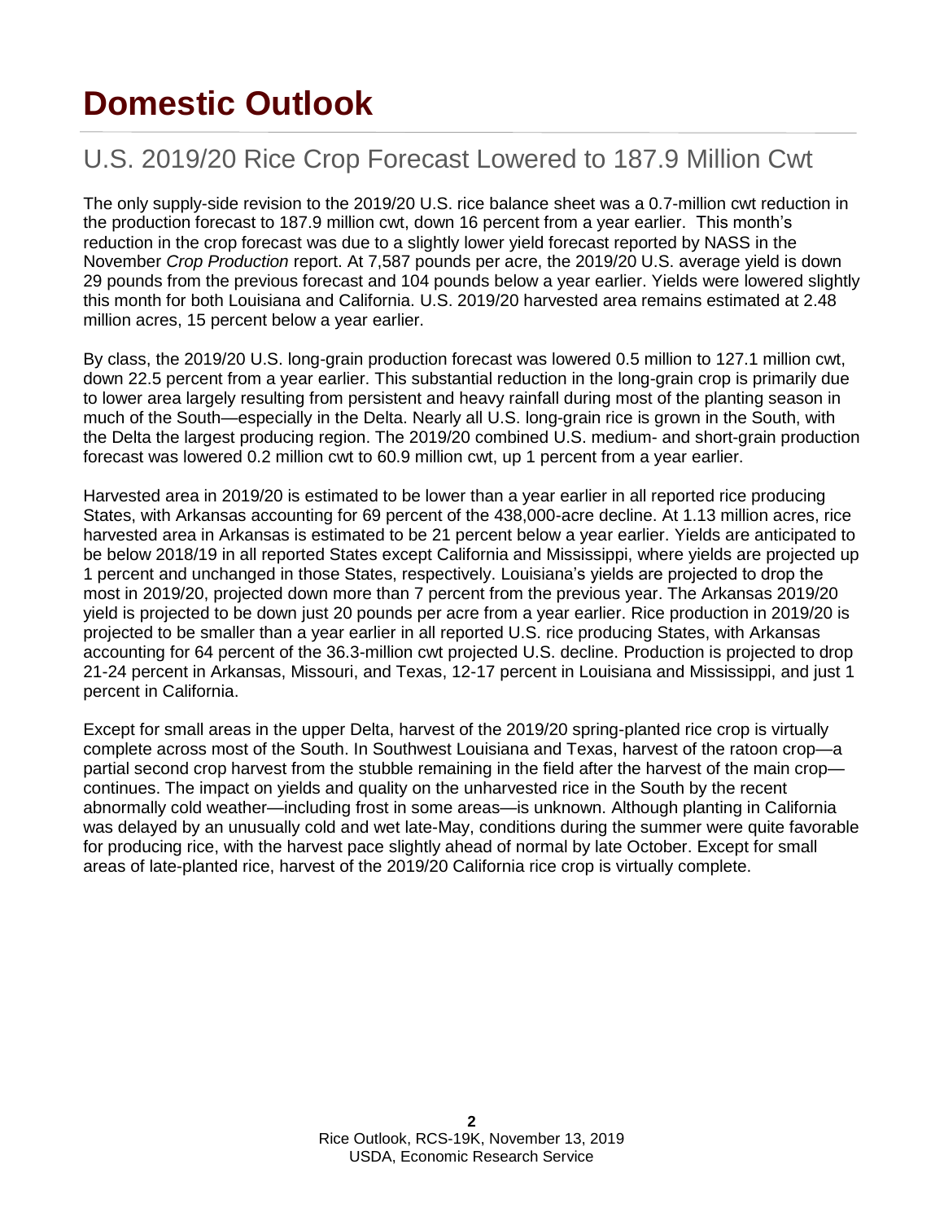# Domestic Outlook

## U.S. 2019/20 Rice Crop Forecast Lowered to 187.9 Million Cwt

The only supply-side revision to the 2019/20 U.S. rice balance sheet was a 0.7-million cwt reduction in the production forecast to 187.9 million cwt, down 16 percent from a year earlier. This month's reduction in the crop forecast was due to a slightly lower yield forecast reported by NASS in the November *Crop Production* report. At 7,587 pounds per acre, the 2019/20 U.S. average yield is down 29 pounds from the previous forecast and 104 pounds below a year earlier. Yields were lowered slightly this month for both Louisiana and California. U.S. 2019/20 harvested area remains estimated at 2.48 million acres, 15 percent below a year earlier.

By class, the 2019/20 U.S. long-grain production forecast was lowered 0.5 million to 127.1 million cwt, down 22.5 percent from a year earlier. This substantial reduction in the long-grain crop is primarily due to lower area largely resulting from persistent and heavy rainfall during most of the planting season in much of the South—especially in the Delta. Nearly all U.S. long-grain rice is grown in the South, with the Delta the largest producing region. The 2019/20 combined U.S. medium- and short-grain production forecast was lowered 0.2 million cwt to 60.9 million cwt, up 1 percent from a year earlier.

Harvested area in 2019/20 is estimated to be lower than a year earlier in all reported rice producing States, with Arkansas accounting for 69 percent of the 438,000-acre decline. At 1.13 million acres, rice harvested area in Arkansas is estimated to be 21 percent below a year earlier. Yields are anticipated to be below 2018/19 in all reported States except California and Mississippi, where yields are projected up 1 percent and unchanged in those States, respectively. Louisiana's yields are projected to drop the most in 2019/20, projected down more than 7 percent from the previous year. The Arkansas 2019/20 yield is projected to be down just 20 pounds per acre from a year earlier. Rice production in 2019/20 is projected to be smaller than a year earlier in all reported U.S. rice producing States, with Arkansas accounting for 64 percent of the 36.3-million cwt projected U.S. decline. Production is projected to drop 21-24 percent in Arkansas, Missouri, and Texas, 12-17 percent in Louisiana and Mississippi, and just 1 percent in California.

Except for small areas in the upper Delta, harvest of the 2019/20 spring-planted rice crop is virtually complete across most of the South. In Southwest Louisiana and Texas, harvest of the ratoon crop—a partial second crop harvest from the stubble remaining in the field after the harvest of the main crop—continues. The impact on yields and quality on the unharvested rice in the South by the recent abnormally cold weather—including frost in some areas—is unknown. Although planting in California was delayed by an unusually cold and wet late-May, conditions during the summer were quite favorable for producing rice, with the harvest pace slightly ahead of normal by late October. Except for small areas of late-planted rice, harvest of the 2019/20 California rice crop is virtually complete.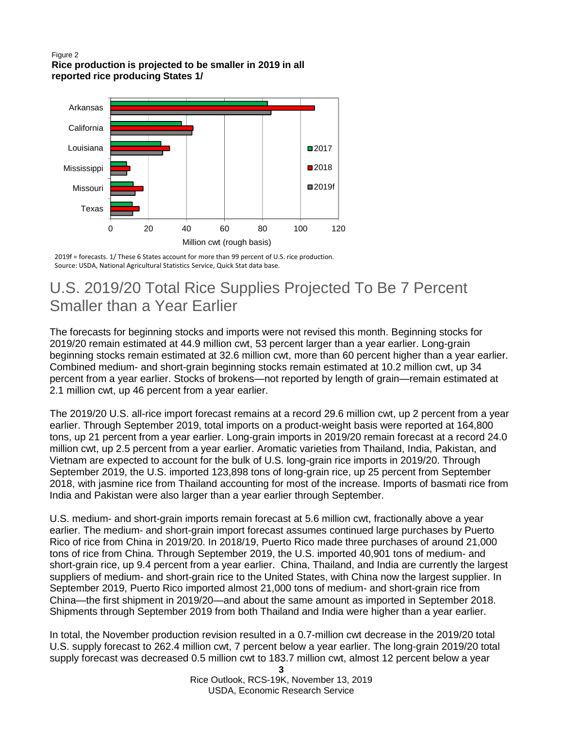Figure 2
**Rice production is projected to be smaller in 2019 in all reported rice producing States 1/**

2019f = forecasts. 1/ These 6 States account for more than 99 percent of U.S. rice production.
Source: USDA, National Agricultural Statistics Service, Quick Stat data base.

# U.S. 2019/20 Total Rice Supplies Projected To Be 7 Percent Smaller than a Year Earlier

The forecasts for beginning stocks and imports were not revised this month. Beginning stocks for 2019/20 remain estimated at 44.9 million cwt, 53 percent larger than a year earlier. Long-grain beginning stocks remain estimated at 32.6 million cwt, more than 60 percent higher than a year earlier. Combined medium- and short-grain beginning stocks remain estimated at 10.2 million cwt, up 34 percent from a year earlier. Stocks of brokens—not reported by length of grain—remain estimated at 2.1 million cwt, up 46 percent from a year earlier.

The 2019/20 U.S. all-rice import forecast remains at a record 29.6 million cwt, up 2 percent from a year earlier. Through September 2019, total imports on a product-weight basis were reported at 164,800 tons, up 21 percent from a year earlier. Long-grain imports in 2019/20 remain forecast at a record 24.0 million cwt, up 2.5 percent from a year earlier. Aromatic varieties from Thailand, India, Pakistan, and Vietnam are expected to account for the bulk of U.S. long-grain rice imports in 2019/20. Through September 2019, the U.S. imported 123,898 tons of long-grain rice, up 25 percent from September 2018, with jasmine rice from Thailand accounting for most of the increase. Imports of basmati rice from India and Pakistan were also larger than a year earlier through September.

U.S. medium- and short-grain imports remain forecast at 5.6 million cwt, fractionally above a year earlier. The medium- and short-grain import forecast assumes continued large purchases by Puerto Rico of rice from China in 2019/20. In 2018/19, Puerto Rico made three purchases of around 21,000 tons of rice from China. Through September 2019, the U.S. imported 40,901 tons of medium- and short-grain rice, up 9.4 percent from a year earlier. China, Thailand, and India are currently the largest suppliers of medium- and short-grain rice to the United States, with China now the largest supplier. In September 2019, Puerto Rico imported almost 21,000 tons of medium- and short-grain rice from China—the first shipment in 2019/20—and about the same amount as imported in September 2018. Shipments through September 2019 from both Thailand and India were higher than a year earlier.

In total, the November production revision resulted in a 0.7-million cwt decrease in the 2019/20 total U.S. supply forecast to 262.4 million cwt, 7 percent below a year earlier. The long-grain 2019/20 total supply forecast was decreased 0.5 million cwt to 183.7 million cwt, almost 12 percent below a year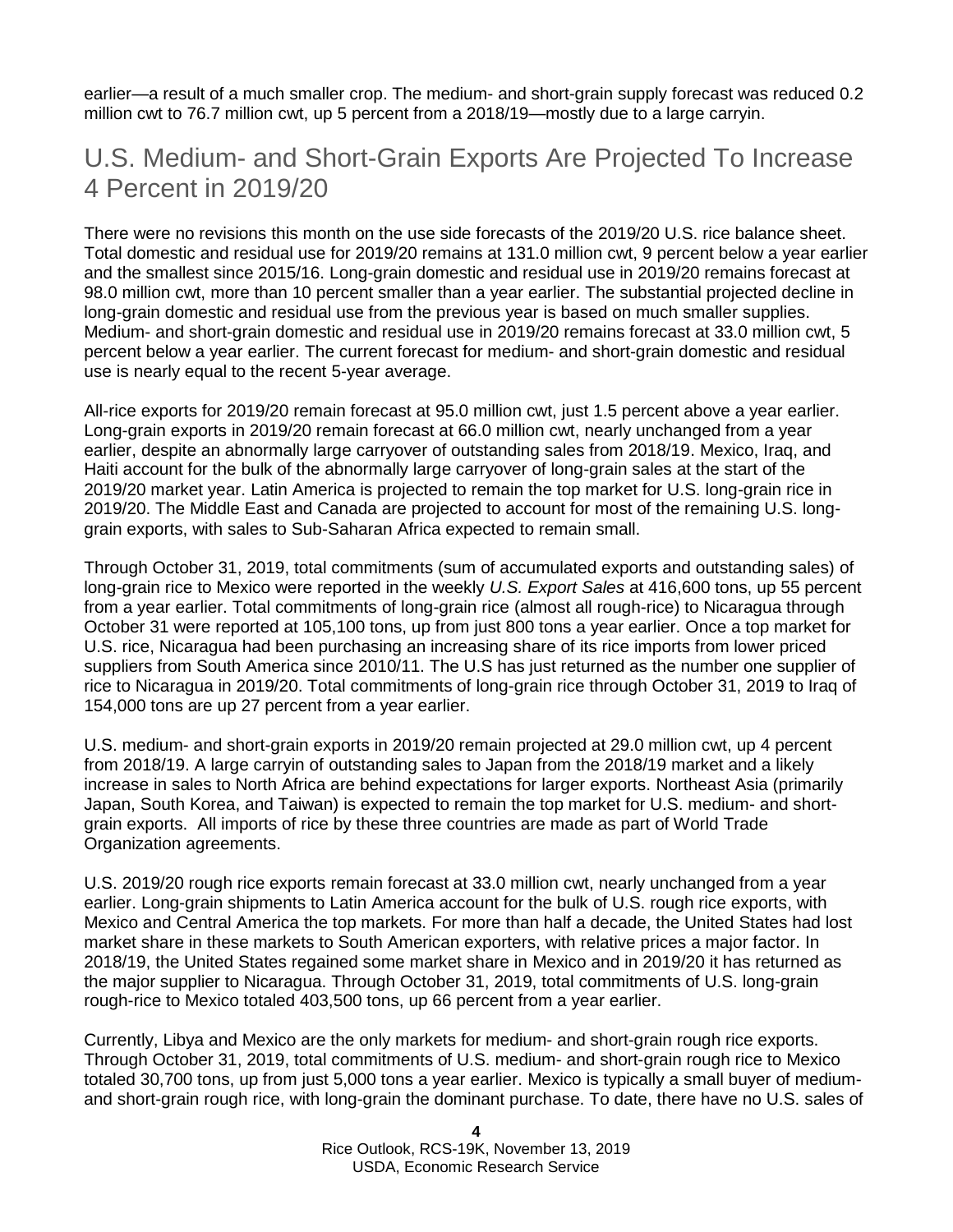earlier—a result of a much smaller crop. The medium- and short-grain supply forecast was reduced 0.2 million cwt to 76.7 million cwt, up 5 percent from a 2018/19—mostly due to a large carryin.

## U.S. Medium- and Short-Grain Exports Are Projected To Increase 4 Percent in 2019/20

There were no revisions this month on the use side forecasts of the 2019/20 U.S. rice balance sheet. Total domestic and residual use for 2019/20 remains at 131.0 million cwt, 9 percent below a year earlier and the smallest since 2015/16. Long-grain domestic and residual use in 2019/20 remains forecast at 98.0 million cwt, more than 10 percent smaller than a year earlier. The substantial projected decline in long-grain domestic and residual use from the previous year is based on much smaller supplies. Medium- and short-grain domestic and residual use in 2019/20 remains forecast at 33.0 million cwt, 5 percent below a year earlier. The current forecast for medium- and short-grain domestic and residual use is nearly equal to the recent 5-year average.

All-rice exports for 2019/20 remain forecast at 95.0 million cwt, just 1.5 percent above a year earlier. Long-grain exports in 2019/20 remain forecast at 66.0 million cwt, nearly unchanged from a year earlier, despite an abnormally large carryover of outstanding sales from 2018/19. Mexico, Iraq, and Haiti account for the bulk of the abnormally large carryover of long-grain sales at the start of the 2019/20 market year. Latin America is projected to remain the top market for U.S. long-grain rice in 2019/20. The Middle East and Canada are projected to account for most of the remaining U.S. long-grain exports, with sales to Sub-Saharan Africa expected to remain small.

Through October 31, 2019, total commitments (sum of accumulated exports and outstanding sales) of long-grain rice to Mexico were reported in the weekly *U.S. Export Sales* at 416,600 tons, up 55 percent from a year earlier. Total commitments of long-grain rice (almost all rough-rice) to Nicaragua through October 31 were reported at 105,100 tons, up from just 800 tons a year earlier. Once a top market for U.S. rice, Nicaragua had been purchasing an increasing share of its rice imports from lower priced suppliers from South America since 2010/11. The U.S has just returned as the number one supplier of rice to Nicaragua in 2019/20. Total commitments of long-grain rice through October 31, 2019 to Iraq of 154,000 tons are up 27 percent from a year earlier.

U.S. medium- and short-grain exports in 2019/20 remain projected at 29.0 million cwt, up 4 percent from 2018/19. A large carryin of outstanding sales to Japan from the 2018/19 market and a likely increase in sales to North Africa are behind expectations for larger exports. Northeast Asia (primarily Japan, South Korea, and Taiwan) is expected to remain the top market for U.S. medium- and short-grain exports. All imports of rice by these three countries are made as part of World Trade Organization agreements.

U.S. 2019/20 rough rice exports remain forecast at 33.0 million cwt, nearly unchanged from a year earlier. Long-grain shipments to Latin America account for the bulk of U.S. rough rice exports, with Mexico and Central America the top markets. For more than half a decade, the United States had lost market share in these markets to South American exporters, with relative prices a major factor. In 2018/19, the United States regained some market share in Mexico and in 2019/20 it has returned as the major supplier to Nicaragua. Through October 31, 2019, total commitments of U.S. long-grain rough-rice to Mexico totaled 403,500 tons, up 66 percent from a year earlier.

Currently, Libya and Mexico are the only markets for medium- and short-grain rough rice exports. Through October 31, 2019, total commitments of U.S. medium- and short-grain rough rice to Mexico totaled 30,700 tons, up from just 5,000 tons a year earlier. Mexico is typically a small buyer of medium- and short-grain rough rice, with long-grain the dominant purchase. To date, there have no U.S. sales of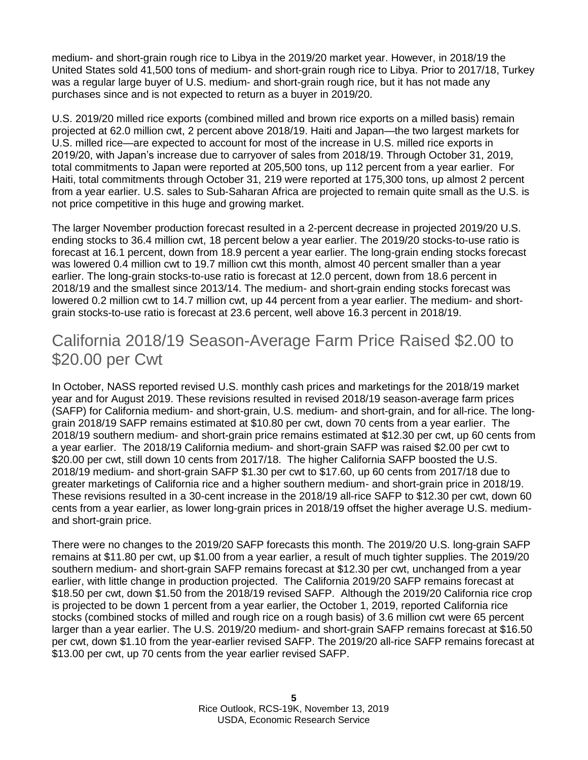medium- and short-grain rough rice to Libya in the 2019/20 market year. However, in 2018/19 the United States sold 41,500 tons of medium- and short-grain rough rice to Libya. Prior to 2017/18, Turkey was a regular large buyer of U.S. medium- and short-grain rough rice, but it has not made any purchases since and is not expected to return as a buyer in 2019/20.

U.S. 2019/20 milled rice exports (combined milled and brown rice exports on a milled basis) remain projected at 62.0 million cwt, 2 percent above 2018/19. Haiti and Japan—the two largest markets for U.S. milled rice—are expected to account for most of the increase in U.S. milled rice exports in 2019/20, with Japan's increase due to carryover of sales from 2018/19. Through October 31, 2019, total commitments to Japan were reported at 205,500 tons, up 112 percent from a year earlier. For Haiti, total commitments through October 31, 219 were reported at 175,300 tons, up almost 2 percent from a year earlier. U.S. sales to Sub-Saharan Africa are projected to remain quite small as the U.S. is not price competitive in this huge and growing market.

The larger November production forecast resulted in a 2-percent decrease in projected 2019/20 U.S. ending stocks to 36.4 million cwt, 18 percent below a year earlier. The 2019/20 stocks-to-use ratio is forecast at 16.1 percent, down from 18.9 percent a year earlier. The long-grain ending stocks forecast was lowered 0.4 million cwt to 19.7 million cwt this month, almost 40 percent smaller than a year earlier. The long-grain stocks-to-use ratio is forecast at 12.0 percent, down from 18.6 percent in 2018/19 and the smallest since 2013/14. The medium- and short-grain ending stocks forecast was lowered 0.2 million cwt to 14.7 million cwt, up 44 percent from a year earlier. The medium- and short-grain stocks-to-use ratio is forecast at 23.6 percent, well above 16.3 percent in 2018/19.

## California 2018/19 Season-Average Farm Price Raised $2.00 to $20.00 per Cwt

In October, NASS reported revised U.S. monthly cash prices and marketings for the 2018/19 market year and for August 2019. These revisions resulted in revised 2018/19 season-average farm prices (SAFP) for California medium- and short-grain, U.S. medium- and short-grain, and for all-rice. The long-grain 2018/19 SAFP remains estimated at $10.80 per cwt, down 70 cents from a year earlier. The 2018/19 southern medium- and short-grain price remains estimated at $12.30 per cwt, up 60 cents from a year earlier. The 2018/19 California medium- and short-grain SAFP was raised $2.00 per cwt to $20.00 per cwt, still down 10 cents from 2017/18. The higher California SAFP boosted the U.S. 2018/19 medium- and short-grain SAFP $1.30 per cwt to $17.60, up 60 cents from 2017/18 due to greater marketings of California rice and a higher southern medium- and short-grain price in 2018/19. These revisions resulted in a 30-cent increase in the 2018/19 all-rice SAFP to $12.30 per cwt, down 60 cents from a year earlier, as lower long-grain prices in 2018/19 offset the higher average U.S. medium- and short-grain price.

There were no changes to the 2019/20 SAFP forecasts this month. The 2019/20 U.S. long-grain SAFP remains at $11.80 per cwt, up $1.00 from a year earlier, a result of much tighter supplies. The 2019/20 southern medium- and short-grain SAFP remains forecast at $12.30 per cwt, unchanged from a year earlier, with little change in production projected. The California 2019/20 SAFP remains forecast at $18.50 per cwt, down $1.50 from the 2018/19 revised SAFP. Although the 2019/20 California rice crop is projected to be down 1 percent from a year earlier, the October 1, 2019, reported California rice stocks (combined stocks of milled and rough rice on a rough basis) of 3.6 million cwt were 65 percent larger than a year earlier. The U.S. 2019/20 medium- and short-grain SAFP remains forecast at $16.50 per cwt, down $1.10 from the year-earlier revised SAFP. The 2019/20 all-rice SAFP remains forecast at $13.00 per cwt, up 70 cents from the year earlier revised SAFP.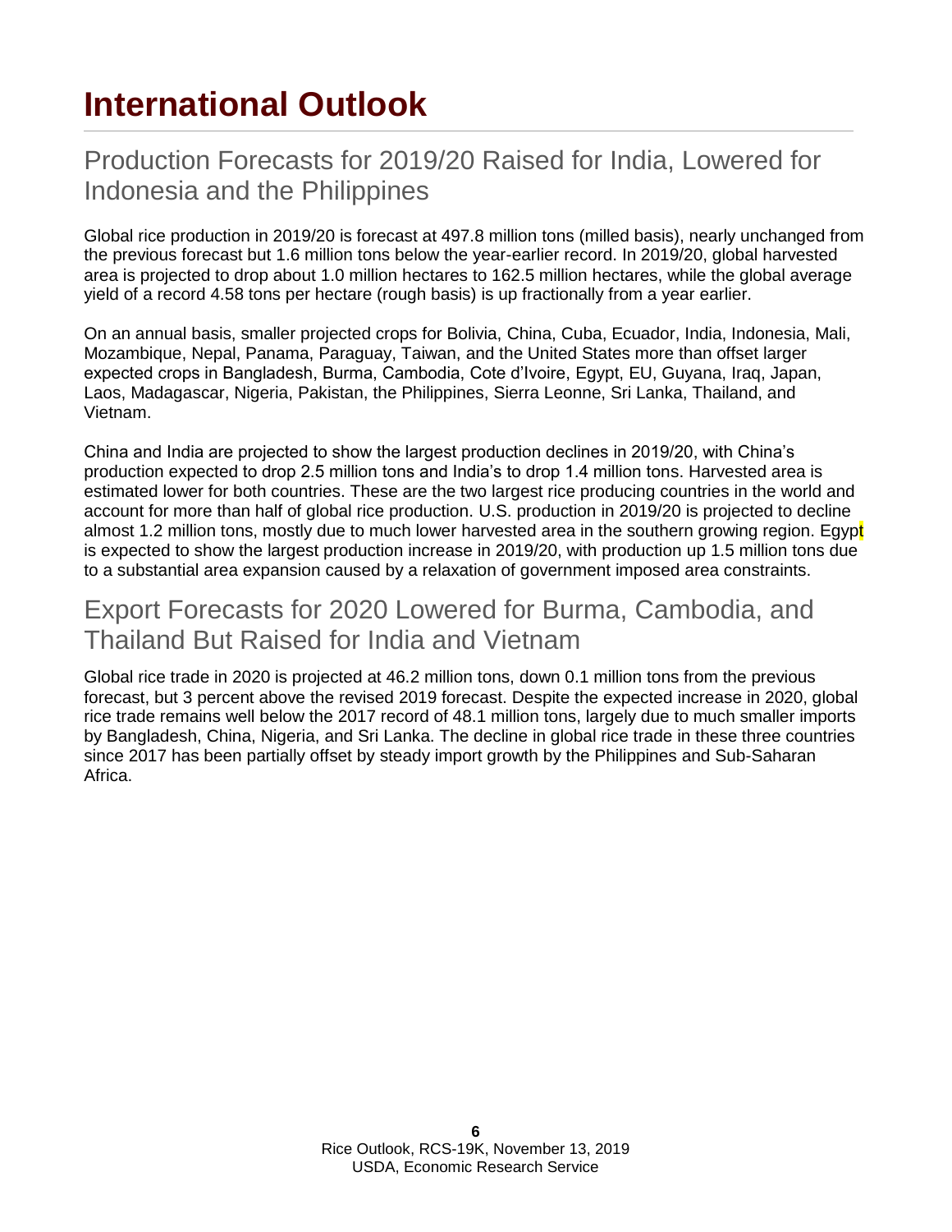# International Outlook

## Production Forecasts for 2019/20 Raised for India, Lowered for Indonesia and the Philippines

Global rice production in 2019/20 is forecast at 497.8 million tons (milled basis), nearly unchanged from the previous forecast but 1.6 million tons below the year-earlier record. In 2019/20, global harvested area is projected to drop about 1.0 million hectares to 162.5 million hectares, while the global average yield of a record 4.58 tons per hectare (rough basis) is up fractionally from a year earlier.

On an annual basis, smaller projected crops for Bolivia, China, Cuba, Ecuador, India, Indonesia, Mali, Mozambique, Nepal, Panama, Paraguay, Taiwan, and the United States more than offset larger expected crops in Bangladesh, Burma, Cambodia, Cote d'Ivoire, Egypt, EU, Guyana, Iraq, Japan, Laos, Madagascar, Nigeria, Pakistan, the Philippines, Sierra Leonne, Sri Lanka, Thailand, and Vietnam.

China and India are projected to show the largest production declines in 2019/20, with China's production expected to drop 2.5 million tons and India's to drop 1.4 million tons. Harvested area is estimated lower for both countries. These are the two largest rice producing countries in the world and account for more than half of global rice production. U.S. production in 2019/20 is projected to decline almost 1.2 million tons, mostly due to much lower harvested area in the southern growing region. Egypt is expected to show the largest production increase in 2019/20, with production up 1.5 million tons due to a substantial area expansion caused by a relaxation of government imposed area constraints.

## Export Forecasts for 2020 Lowered for Burma, Cambodia, and Thailand But Raised for India and Vietnam

Global rice trade in 2020 is projected at 46.2 million tons, down 0.1 million tons from the previous forecast, but 3 percent above the revised 2019 forecast. Despite the expected increase in 2020, global rice trade remains well below the 2017 record of 48.1 million tons, largely due to much smaller imports by Bangladesh, China, Nigeria, and Sri Lanka. The decline in global rice trade in these three countries since 2017 has been partially offset by steady import growth by the Philippines and Sub-Saharan Africa.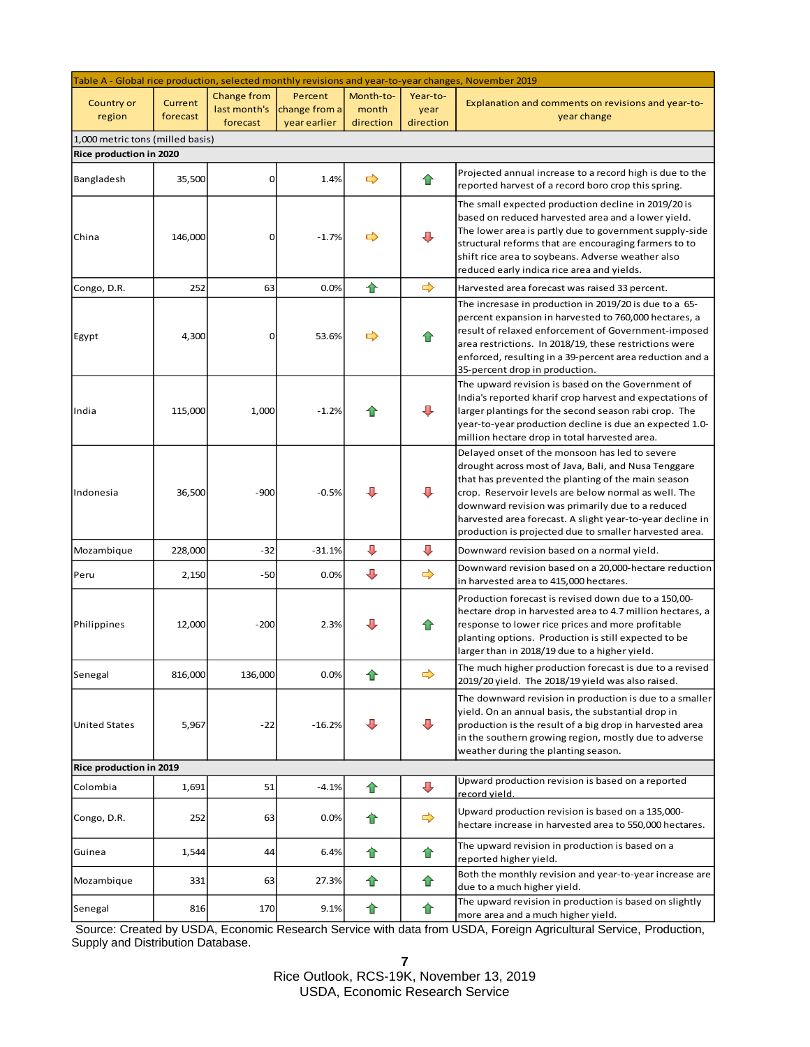| Table A - Global rice production, selected monthly revisions and year-to-year changes, November 2019 | | | | | | |
|---|---|---|---|---|---|---|
| Country or region | Current forecast | Change from last month's forecast | Percent change from a year earlier | Month-to-month direction | Year-to-year direction | Explanation and comments on revisions and year-to-year change |
| 1,000 metric tons (milled basis) | | | | | | |
| **Rice production in 2020** | | | | | | |
| Bangladesh | 35,500 | 0 | 1.4% | ⇨ | ⇧ | Projected annual increase to a record high is due to the reported harvest of a record boro crop this spring. |
| China | 146,000 | 0 | -1.7% | ⇨ | ⇩ | The small expected production decline in 2019/20 is based on reduced harvested area and a lower yield. The lower area is partly due to government supply-side structural reforms that are encouraging farmers to to shift rice area to soybeans. Adverse weather also reduced early indica rice area and yields. |
| Congo, D.R. | 252 | 63 | 0.0% | ⇧ | ⇨ | Harvested area forecast was raised 33 percent. |
| Egypt | 4,300 | 0 | 53.6% | ⇨ | ⇧ | The increase in production in 2019/20 is due to a 65-percent expansion in harvested to 760,000 hectares, a result of relaxed enforcement of Government-imposed area restrictions. In 2018/19, these restrictions were enforced, resulting in a 39-percent area reduction and a 35-percent drop in production. |
| India | 115,000 | 1,000 | -1.2% | ⇧ | ⇩ | The upward revision is based on the Government of India's reported kharif crop harvest and expectations of larger plantings for the second season rabi crop. The year-to-year production decline is due an expected 1.0-million hectare drop in total harvested area. |
| Indonesia | 36,500 | -900 | -0.5% | ⇩ | ⇩ | Delayed onset of the monsoon has led to severe drought across most of Java, Bali, and Nusa Tenggare that has prevented the planting of the main season crop. Reservoir levels are below normal as well. The downward revision was primarily due to a reduced harvested area forecast. A slight year-to-year decline in production is projected due to smaller harvested area. |
| Mozambique | 228,000 | -32 | -31.1% | ⇩ | ⇩ | Downward revision based on a normal yield. |
| Peru | 2,150 | -50 | 0.0% | ⇩ | ⇨ | Downward revision based on a 20,000-hectare reduction in harvested area to 415,000 hectares. |
| Philippines | 12,000 | -200 | 2.3% | ⇩ | ⇧ | Production forecast is revised down due to a 150,00-hectare drop in harvested area to 4.7 million hectares, a response to lower rice prices and more profitable planting options. Production is still expected to be larger than in 2018/19 due to a higher yield. |
| Senegal | 816,000 | 136,000 | 0.0% | ⇧ | ⇨ | The much higher production forecast is due to a revised 2019/20 yield. The 2018/19 yield was also raised. |
| United States | 5,967 | -22 | -16.2% | ⇩ | ⇩ | The downward revision in production is due to a smaller yield. On an annual basis, the substantial drop in production is the result of a big drop in harvested area in the southern growing region, mostly due to adverse weather during the planting season. |
| **Rice production in 2019** | | | | | | |
| Colombia | 1,691 | 51 | -4.1% | ⇧ | ⇩ | Upward production revision is based on a reported record yield. |
| Congo, D.R. | 252 | 63 | 0.0% | ⇧ | ⇨ | Upward production revision is based on a 135,000-hectare increase in harvested area to 550,000 hectares. |
| Guinea | 1,544 | 44 | 6.4% | ⇧ | ⇧ | The upward revision in production is based on a reported higher yield. |
| Mozambique | 331 | 63 | 27.3% | ⇧ | ⇧ | Both the monthly revision and year-to-year increase are due to a much higher yield. |
| Senegal | 816 | 170 | 9.1% | ⇧ | ⇧ | The upward revision in production is based on slightly more area and a much higher yield. |

Source: Created by USDA, Economic Research Service with data from USDA, Foreign Agricultural Service, Production, Supply and Distribution Database.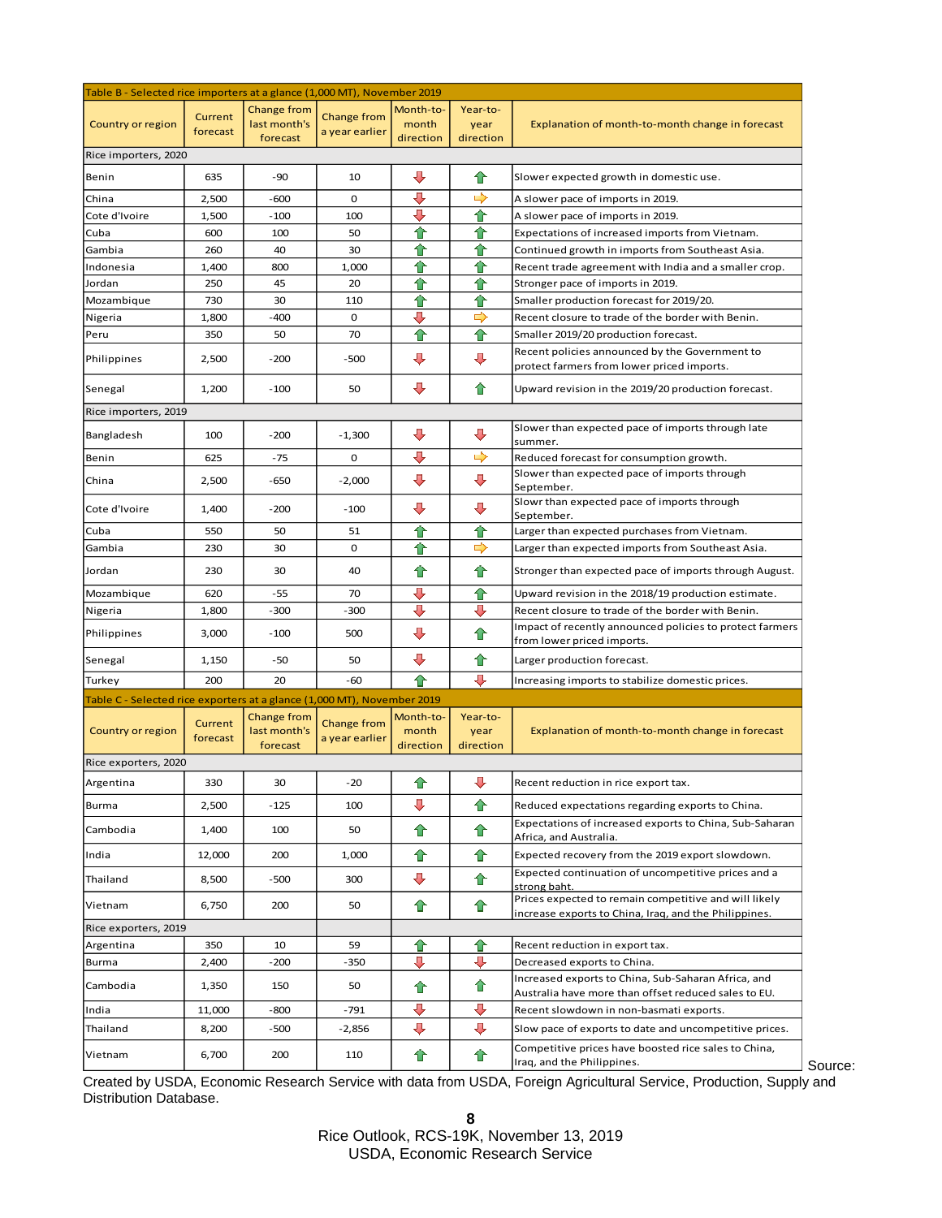Table B - Selected rice importers at a glance (1,000 MT), November 2019

| Country or region | Current forecast | Change from last month's forecast | Change from a year earlier | Month-to-month direction | Year-to-year direction | Explanation of month-to-month change in forecast |
|---|---|---|---|---|---|---|
| **Rice importers, 2020** | | | | | | |
| Benin | 635 | -90 | 10 | ⇩ | ⇧ | Slower expected growth in domestic use. |
| China | 2,500 | -600 | 0 | ⇩ | ⇨ | A slower pace of imports in 2019. |
| Cote d'Ivoire | 1,500 | -100 | 100 | ⇩ | ⇧ | A slower pace of imports in 2019. |
| Cuba | 600 | 100 | 50 | ⇧ | ⇧ | Expectations of increased imports from Vietnam. |
| Gambia | 260 | 40 | 30 | ⇧ | ⇧ | Continued growth in imports from Southeast Asia. |
| Indonesia | 1,400 | 800 | 1,000 | ⇧ | ⇧ | Recent trade agreement with India and a smaller crop. |
| Jordan | 250 | 45 | 20 | ⇧ | ⇧ | Stronger pace of imports in 2019. |
| Mozambique | 730 | 30 | 110 | ⇧ | ⇧ | Smaller production forecast for 2019/20. |
| Nigeria | 1,800 | -400 | 0 | ⇩ | ⇨ | Recent closure to trade of the border with Benin. |
| Peru | 350 | 50 | 70 | ⇧ | ⇧ | Smaller 2019/20 production forecast. |
| Philippines | 2,500 | -200 | -500 | ⇩ | ⇩ | Recent policies announced by the Government to protect farmers from lower priced imports. |
| Senegal | 1,200 | -100 | 50 | ⇩ | ⇧ | Upward revision in the 2019/20 production forecast. |
| **Rice importers, 2019** | | | | | | |
| Bangladesh | 100 | -200 | -1,300 | ⇩ | ⇩ | Slower than expected pace of imports through late summer. |
| Benin | 625 | -75 | 0 | ⇩ | ⇨ | Reduced forecast for consumption growth. |
| China | 2,500 | -650 | -2,000 | ⇩ | ⇩ | Slower than expected pace of imports through September. |
| Cote d'Ivoire | 1,400 | -200 | -100 | ⇩ | ⇩ | Slowr than expected pace of imports through September. |
| Cuba | 550 | 50 | 51 | ⇧ | ⇧ | Larger than expected purchases from Vietnam. |
| Gambia | 230 | 30 | 0 | ⇧ | ⇨ | Larger than expected imports from Southeast Asia. |
| Jordan | 230 | 30 | 40 | ⇧ | ⇧ | Stronger than expected pace of imports through August. |
| Mozambique | 620 | -55 | 70 | ⇩ | ⇧ | Upward revision in the 2018/19 production estimate. |
| Nigeria | 1,800 | -300 | -300 | ⇩ | ⇩ | Recent closure to trade of the border with Benin. |
| Philippines | 3,000 | -100 | 500 | ⇩ | ⇧ | Impact of recently announced policies to protect farmers from lower priced imports. |
| Senegal | 1,150 | -50 | 50 | ⇩ | ⇧ | Larger production forecast. |
| Turkey | 200 | 20 | -60 | ⇧ | ⇩ | Increasing imports to stabilize domestic prices. |

Table C - Selected rice exporters at a glance (1,000 MT), November 2019

| Country or region | Current forecast | Change from last month's forecast | Change from a year earlier | Month-to-month direction | Year-to-year direction | Explanation of month-to-month change in forecast |
|---|---|---|---|---|---|---|
| **Rice exporters, 2020** | | | | | | |
| Argentina | 330 | 30 | -20 | ⇧ | ⇩ | Recent reduction in rice export tax. |
| Burma | 2,500 | -125 | 100 | ⇩ | ⇧ | Reduced expectations regarding exports to China. |
| Cambodia | 1,400 | 100 | 50 | ⇧ | ⇧ | Expectations of increased exports to China, Sub-Saharan Africa, and Australia. |
| India | 12,000 | 200 | 1,000 | ⇧ | ⇧ | Expected recovery from the 2019 export slowdown. |
| Thailand | 8,500 | -500 | 300 | ⇩ | ⇧ | Expected continuation of uncompetitive prices and a strong baht. |
| Vietnam | 6,750 | 200 | 50 | ⇧ | ⇧ | Prices expected to remain competitive and will likely increase exports to China, Iraq, and the Philippines. |
| **Rice exporters, 2019** | | | | | | |
| Argentina | 350 | 10 | 59 | ⇧ | ⇧ | Recent reduction in export tax. |
| Burma | 2,400 | -200 | -350 | ⇩ | ⇩ | Decreased exports to China. |
| Cambodia | 1,350 | 150 | 50 | ⇧ | ⇧ | Increased exports to China, Sub-Saharan Africa, and Australia have more than offset reduced sales to EU. |
| India | 11,000 | -800 | -791 | ⇩ | ⇩ | Recent slowdown in non-basmati exports. |
| Thailand | 8,200 | -500 | -2,856 | ⇩ | ⇩ | Slow pace of exports to date and uncompetitive prices. |
| Vietnam | 6,700 | 200 | 110 | ⇧ | ⇧ | Competitive prices have boosted rice sales to China, Iraq, and the Philippines. |

Source: Created by USDA, Economic Research Service with data from USDA, Foreign Agricultural Service, Production, Supply and Distribution Database.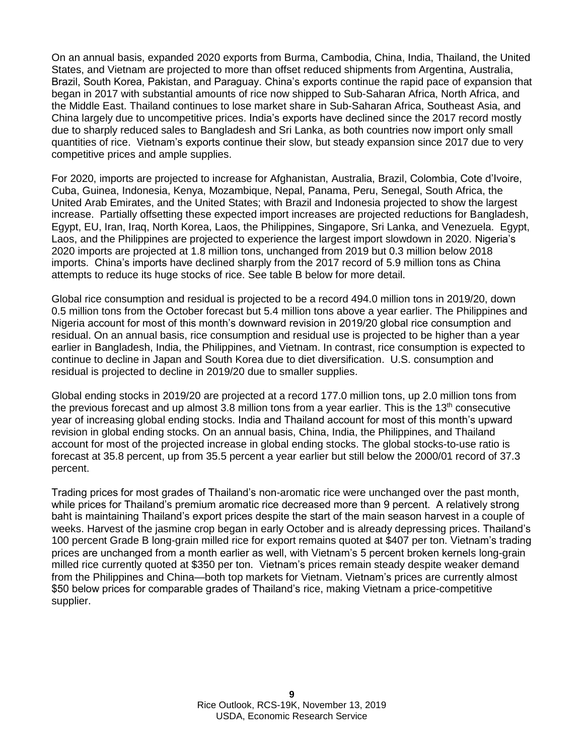On an annual basis, expanded 2020 exports from Burma, Cambodia, China, India, Thailand, the United States, and Vietnam are projected to more than offset reduced shipments from Argentina, Australia, Brazil, South Korea, Pakistan, and Paraguay. China's exports continue the rapid pace of expansion that began in 2017 with substantial amounts of rice now shipped to Sub-Saharan Africa, North Africa, and the Middle East. Thailand continues to lose market share in Sub-Saharan Africa, Southeast Asia, and China largely due to uncompetitive prices. India's exports have declined since the 2017 record mostly due to sharply reduced sales to Bangladesh and Sri Lanka, as both countries now import only small quantities of rice. Vietnam's exports continue their slow, but steady expansion since 2017 due to very competitive prices and ample supplies.

For 2020, imports are projected to increase for Afghanistan, Australia, Brazil, Colombia, Cote d'Ivoire, Cuba, Guinea, Indonesia, Kenya, Mozambique, Nepal, Panama, Peru, Senegal, South Africa, the United Arab Emirates, and the United States; with Brazil and Indonesia projected to show the largest increase. Partially offsetting these expected import increases are projected reductions for Bangladesh, Egypt, EU, Iran, Iraq, North Korea, Laos, the Philippines, Singapore, Sri Lanka, and Venezuela. Egypt, Laos, and the Philippines are projected to experience the largest import slowdown in 2020. Nigeria's 2020 imports are projected at 1.8 million tons, unchanged from 2019 but 0.3 million below 2018 imports. China's imports have declined sharply from the 2017 record of 5.9 million tons as China attempts to reduce its huge stocks of rice. See table B below for more detail.

Global rice consumption and residual is projected to be a record 494.0 million tons in 2019/20, down 0.5 million tons from the October forecast but 5.4 million tons above a year earlier. The Philippines and Nigeria account for most of this month's downward revision in 2019/20 global rice consumption and residual. On an annual basis, rice consumption and residual use is projected to be higher than a year earlier in Bangladesh, India, the Philippines, and Vietnam. In contrast, rice consumption is expected to continue to decline in Japan and South Korea due to diet diversification. U.S. consumption and residual is projected to decline in 2019/20 due to smaller supplies.

Global ending stocks in 2019/20 are projected at a record 177.0 million tons, up 2.0 million tons from the previous forecast and up almost 3.8 million tons from a year earlier. This is the 13th consecutive year of increasing global ending stocks. India and Thailand account for most of this month's upward revision in global ending stocks. On an annual basis, China, India, the Philippines, and Thailand account for most of the projected increase in global ending stocks. The global stocks-to-use ratio is forecast at 35.8 percent, up from 35.5 percent a year earlier but still below the 2000/01 record of 37.3 percent.

Trading prices for most grades of Thailand's non-aromatic rice were unchanged over the past month, while prices for Thailand's premium aromatic rice decreased more than 9 percent. A relatively strong baht is maintaining Thailand's export prices despite the start of the main season harvest in a couple of weeks. Harvest of the jasmine crop began in early October and is already depressing prices. Thailand's 100 percent Grade B long-grain milled rice for export remains quoted at $407 per ton. Vietnam's trading prices are unchanged from a month earlier as well, with Vietnam's 5 percent broken kernels long-grain milled rice currently quoted at $350 per ton. Vietnam's prices remain steady despite weaker demand from the Philippines and China—both top markets for Vietnam. Vietnam's prices are currently almost $50 below prices for comparable grades of Thailand's rice, making Vietnam a price-competitive supplier.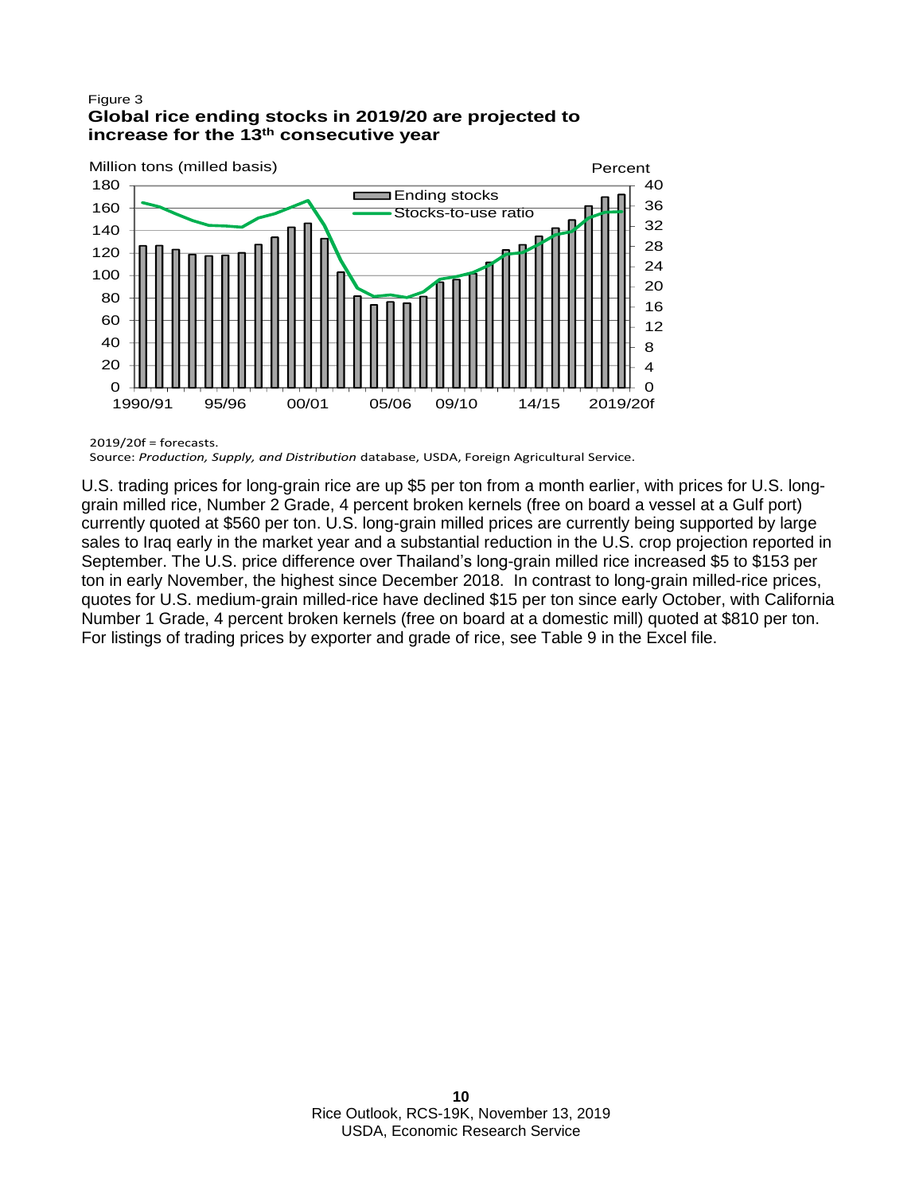Figure 3
**Global rice ending stocks in 2019/20 are projected to increase for the 13th consecutive year**

2019/20f = forecasts.
Source: *Production, Supply, and Distribution* database, USDA, Foreign Agricultural Service.

U.S. trading prices for long-grain rice are up $5 per ton from a month earlier, with prices for U.S. long-grain milled rice, Number 2 Grade, 4 percent broken kernels (free on board a vessel at a Gulf port) currently quoted at $560 per ton. U.S. long-grain milled prices are currently being supported by large sales to Iraq early in the market year and a substantial reduction in the U.S. crop projection reported in September. The U.S. price difference over Thailand's long-grain milled rice increased $5 to $153 per ton in early November, the highest since December 2018. In contrast to long-grain milled-rice prices, quotes for U.S. medium-grain milled-rice have declined $15 per ton since early October, with California Number 1 Grade, 4 percent broken kernels (free on board at a domestic mill) quoted at $810 per ton. For listings of trading prices by exporter and grade of rice, see Table 9 in the Excel file.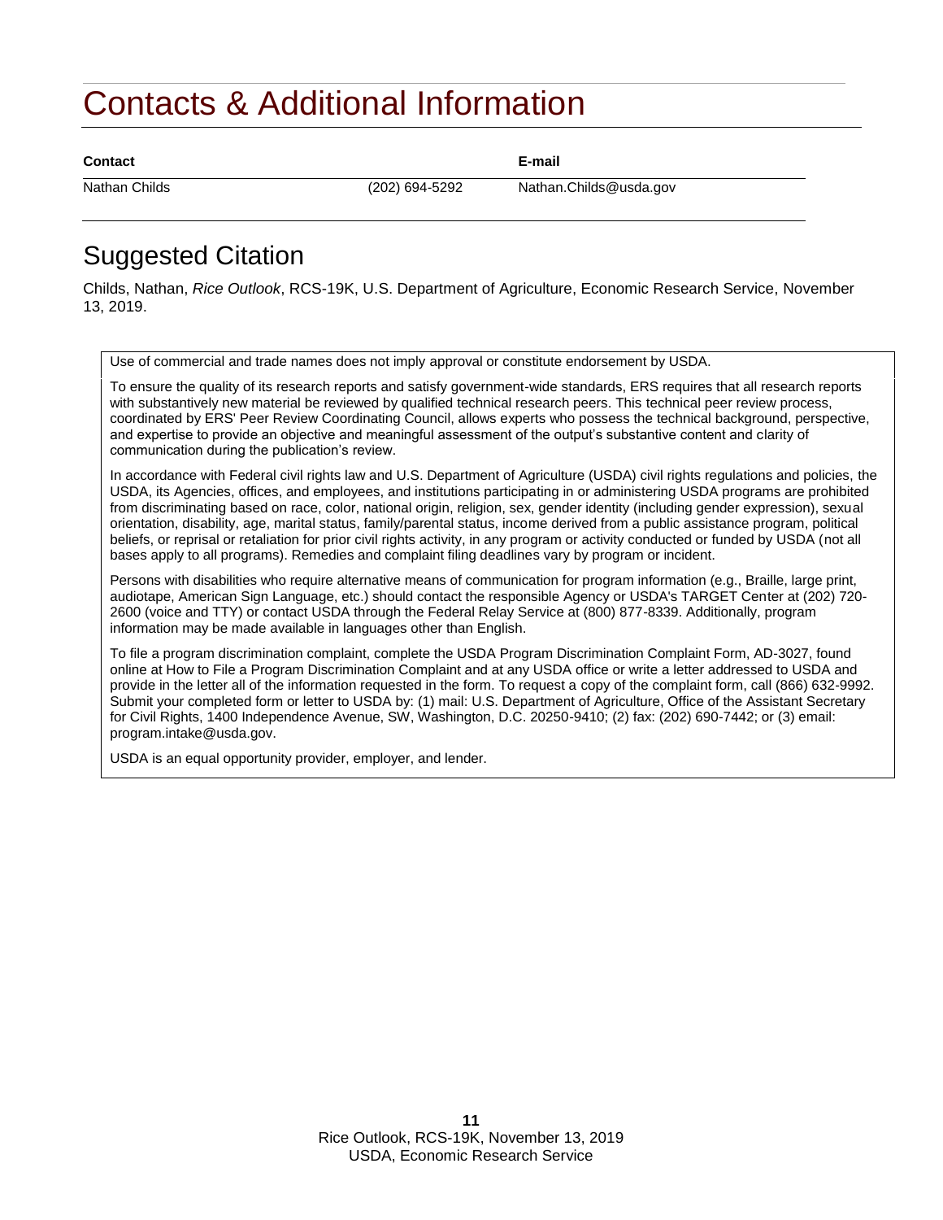# Contacts & Additional Information

| Contact | | E-mail |
| --- | --- | --- |
| Nathan Childs | (202) 694-5292 | Nathan.Childs@usda.gov |

## Suggested Citation

Childs, Nathan, *Rice Outlook*, RCS-19K, U.S. Department of Agriculture, Economic Research Service, November 13, 2019.

Use of commercial and trade names does not imply approval or constitute endorsement by USDA.

To ensure the quality of its research reports and satisfy government-wide standards, ERS requires that all research reports with substantively new material be reviewed by qualified technical research peers. This technical peer review process, coordinated by ERS' Peer Review Coordinating Council, allows experts who possess the technical background, perspective, and expertise to provide an objective and meaningful assessment of the output's substantive content and clarity of communication during the publication's review.

In accordance with Federal civil rights law and U.S. Department of Agriculture (USDA) civil rights regulations and policies, the USDA, its Agencies, offices, and employees, and institutions participating in or administering USDA programs are prohibited from discriminating based on race, color, national origin, religion, sex, gender identity (including gender expression), sexual orientation, disability, age, marital status, family/parental status, income derived from a public assistance program, political beliefs, or reprisal or retaliation for prior civil rights activity, in any program or activity conducted or funded by USDA (not all bases apply to all programs). Remedies and complaint filing deadlines vary by program or incident.

Persons with disabilities who require alternative means of communication for program information (e.g., Braille, large print, audiotape, American Sign Language, etc.) should contact the responsible Agency or USDA's TARGET Center at (202) 720-2600 (voice and TTY) or contact USDA through the Federal Relay Service at (800) 877-8339. Additionally, program information may be made available in languages other than English.

To file a program discrimination complaint, complete the USDA Program Discrimination Complaint Form, AD-3027, found online at How to File a Program Discrimination Complaint and at any USDA office or write a letter addressed to USDA and provide in the letter all of the information requested in the form. To request a copy of the complaint form, call (866) 632-9992. Submit your completed form or letter to USDA by: (1) mail: U.S. Department of Agriculture, Office of the Assistant Secretary for Civil Rights, 1400 Independence Avenue, SW, Washington, D.C. 20250-9410; (2) fax: (202) 690-7442; or (3) email: program.intake@usda.gov.

USDA is an equal opportunity provider, employer, and lender.